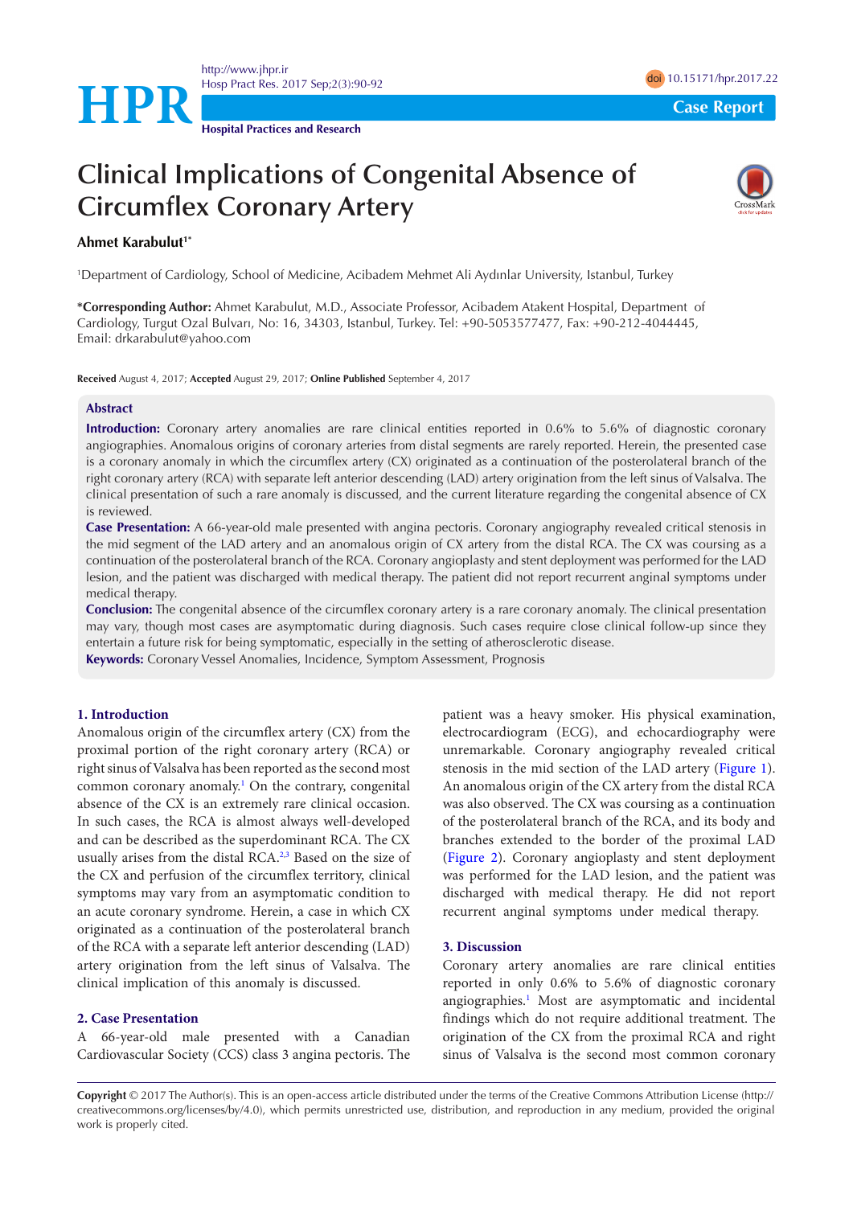Case Report

# Clinical Implications of Congenital Absence of Circumflex Coronary Artery

**Ahmet Karabulut**[1*]

[1]Department of Cardiology, School of Medicine, Acibadem Mehmet Ali Aydınlar University, Istanbul, Turkey

**\*Corresponding Author:** Ahmet Karabulut, M.D., Associate Professor, Acibadem Atakent Hospital, Department of Cardiology, Turgut Ozal Bulvarı, No: 16, 34303, Istanbul, Turkey. Tel: +90-5053577477, Fax: +90-212-4044445, Email: drkarabulut@yahoo.com

**Received** August 4, 2017; **Accepted** August 29, 2017; **Online Published** September 4, 2017

## Abstract

**Introduction:** Coronary artery anomalies are rare clinical entities reported in 0.6% to 5.6% of diagnostic coronary angiographies. Anomalous origins of coronary arteries from distal segments are rarely reported. Herein, the presented case is a coronary anomaly in which the circumflex artery (CX) originated as a continuation of the posterolateral branch of the right coronary artery (RCA) with separate left anterior descending (LAD) artery origination from the left sinus of Valsalva. The clinical presentation of such a rare anomaly is discussed, and the current literature regarding the congenital absence of CX is reviewed.

**Case Presentation:** A 66-year-old male presented with angina pectoris. Coronary angiography revealed critical stenosis in the mid segment of the LAD artery and an anomalous origin of CX artery from the distal RCA. The CX was coursing as a continuation of the posterolateral branch of the RCA. Coronary angioplasty and stent deployment was performed for the LAD lesion, and the patient was discharged with medical therapy. The patient did not report recurrent anginal symptoms under medical therapy.

**Conclusion:** The congenital absence of the circumflex coronary artery is a rare coronary anomaly. The clinical presentation may vary, though most cases are asymptomatic during diagnosis. Such cases require close clinical follow-up since they entertain a future risk for being symptomatic, especially in the setting of atherosclerotic disease.

**Keywords:** Coronary Vessel Anomalies, Incidence, Symptom Assessment, Prognosis

## 1. Introduction

Anomalous origin of the circumflex artery (CX) from the proximal portion of the right coronary artery (RCA) or right sinus of Valsalva has been reported as the second most common coronary anomaly.[1] On the contrary, congenital absence of the CX is an extremely rare clinical occasion. In such cases, the RCA is almost always well-developed and can be described as the superdominant RCA. The CX usually arises from the distal RCA.[2,3] Based on the size of the CX and perfusion of the circumflex territory, clinical symptoms may vary from an asymptomatic condition to an acute coronary syndrome. Herein, a case in which CX originated as a continuation of the posterolateral branch of the RCA with a separate left anterior descending (LAD) artery origination from the left sinus of Valsalva. The clinical implication of this anomaly is discussed.

## 2. Case Presentation

A 66-year-old male presented with a Canadian Cardiovascular Society (CCS) class 3 angina pectoris. The patient was a heavy smoker. His physical examination, electrocardiogram (ECG), and echocardiography were unremarkable. Coronary angiography revealed critical stenosis in the mid section of the LAD artery (Figure 1). An anomalous origin of the CX artery from the distal RCA was also observed. The CX was coursing as a continuation of the posterolateral branch of the RCA, and its body and branches extended to the border of the proximal LAD (Figure 2). Coronary angioplasty and stent deployment was performed for the LAD lesion, and the patient was discharged with medical therapy. He did not report recurrent anginal symptoms under medical therapy.

## 3. Discussion

Coronary artery anomalies are rare clinical entities reported in only 0.6% to 5.6% of diagnostic coronary angiographies.[1] Most are asymptomatic and incidental findings which do not require additional treatment. The origination of the CX from the proximal RCA and right sinus of Valsalva is the second most common coronary

**Copyright** © 2017 The Author(s). This is an open-access article distributed under the terms of the Creative Commons Attribution License (http://creativecommons.org/licenses/by/4.0), which permits unrestricted use, distribution, and reproduction in any medium, provided the original work is properly cited.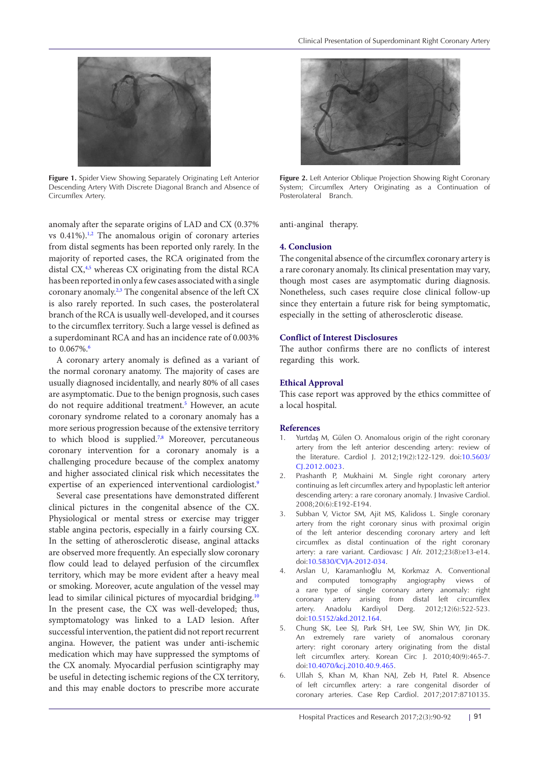Figure 1. Spider View Showing Separately Originating Left Anterior Descending Artery With Discrete Diagonal Branch and Absence of Circumflex Artery.

Figure 2. Left Anterior Oblique Projection Showing Right Coronary System; Circumflex Artery Originating as a Continuation of Posterolateral Branch.

anomaly after the separate origins of LAD and CX (0.37% vs 0.41%).[1,2] The anomalous origin of coronary arteries from distal segments has been reported only rarely. In the majority of reported cases, the RCA originated from the distal CX,[4,5] whereas CX originating from the distal RCA has been reported in only a few cases associated with a single coronary anomaly.[2,3] The congenital absence of the left CX is also rarely reported. In such cases, the posterolateral branch of the RCA is usually well-developed, and it courses to the circumflex territory. Such a large vessel is defined as a superdominant RCA and has an incidence rate of 0.003% to 0.067%.[6]

A coronary artery anomaly is defined as a variant of the normal coronary anatomy. The majority of cases are usually diagnosed incidentally, and nearly 80% of all cases are asymptomatic. Due to the benign prognosis, such cases do not require additional treatment.[5] However, an acute coronary syndrome related to a coronary anomaly has a more serious progression because of the extensive territory to which blood is supplied.[7,8] Moreover, percutaneous coronary intervention for a coronary anomaly is a challenging procedure because of the complex anatomy and higher associated clinical risk which necessitates the expertise of an experienced interventional cardiologist.[9]

Several case presentations have demonstrated different clinical pictures in the congenital absence of the CX. Physiological or mental stress or exercise may trigger stable angina pectoris, especially in a fairly coursing CX. In the setting of atherosclerotic disease, anginal attacks are observed more frequently. An especially slow coronary flow could lead to delayed perfusion of the circumflex territory, which may be more evident after a heavy meal or smoking. Moreover, acute angulation of the vessel may lead to similar cilinical pictures of myocardial bridging.[10] In the present case, the CX was well-developed; thus, symptomatology was linked to a LAD lesion. After successful intervention, the patient did not report recurrent angina. However, the patient was under anti-ischemic medication which may have suppressed the symptoms of the CX anomaly. Myocardial perfusion scintigraphy may be useful in detecting ischemic regions of the CX territory, and this may enable doctors to prescribe more accurate anti-anginal therapy.

## 4. Conclusion

The congenital absence of the circumflex coronary artery is a rare coronary anomaly. Its clinical presentation may vary, though most cases are asymptomatic during diagnosis. Nonetheless, such cases require close clinical follow-up since they entertain a future risk for being symptomatic, especially in the setting of atherosclerotic disease.

## Conflict of Interest Disclosures

The author confirms there are no conflicts of interest regarding this work.

## Ethical Approval

This case report was approved by the ethics committee of a local hospital.

## References

1. Yurtdaş M, Gülen O. Anomalous origin of the right coronary artery from the left anterior descending artery: review of the literature. Cardiol J. 2012;19(2):122-129. doi:10.5603/CJ.2012.0023.
2. Prashanth P, Mukhaini M. Single right coronary artery continuing as left circumflex artery and hypoplastic left anterior descending artery: a rare coronary anomaly. J Invasive Cardiol. 2008;20(6):E192-E194.
3. Subban V, Victor SM, Ajit MS, Kalidoss L. Single coronary artery from the right coronary sinus with proximal origin of the left anterior descending coronary artery and left circumflex as distal continuation of the right coronary artery: a rare variant. Cardiovasc J Afr. 2012;23(8):e13-e14. doi:10.5830/CVJA-2012-034.
4. Arslan U, Karamanlıoğlu M, Korkmaz A. Conventional and computed tomography angiography views of a rare type of single coronary artery anomaly: right coronary artery arising from distal left circumflex artery. Anadolu Kardiyol Derg. 2012;12(6):522-523. doi:10.5152/akd.2012.164.
5. Chung SK, Lee SJ, Park SH, Lee SW, Shin WY, Jin DK. An extremely rare variety of anomalous coronary artery: right coronary artery originating from the distal left circumflex artery. Korean Circ J. 2010;40(9):465-7. doi:10.4070/kcj.2010.40.9.465.
6. Ullah S, Khan M, Khan NAJ, Zeb H, Patel R. Absence of left circumflex artery: a rare congenital disorder of coronary arteries. Case Rep Cardiol. 2017;2017:8710135.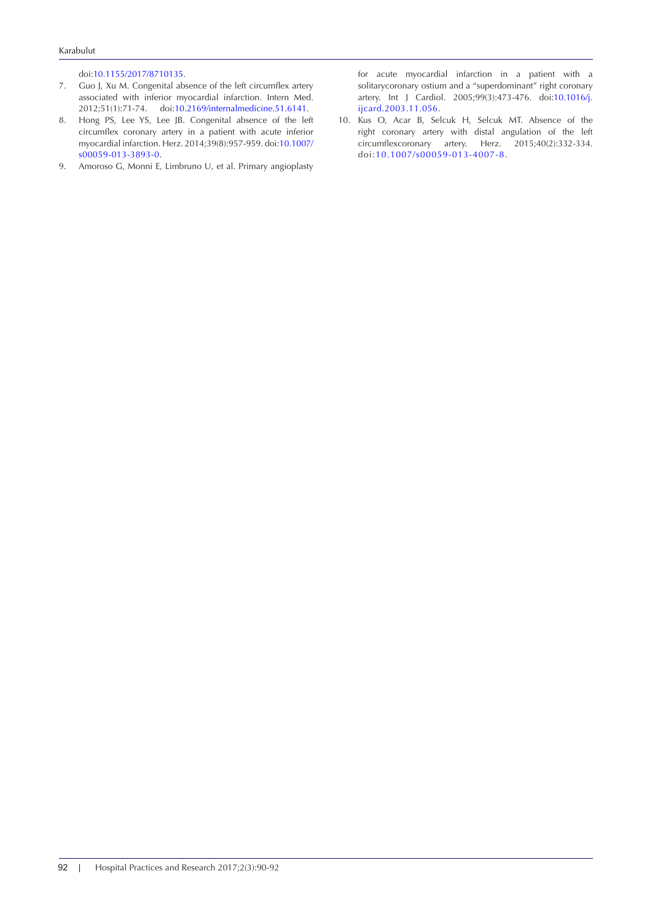doi:10.1155/2017/8710135.

7. Guo J, Xu M. Congenital absence of the left circumflex artery associated with inferior myocardial infarction. Intern Med. 2012;51(1):71-74. doi:10.2169/internalmedicine.51.6141.
8. Hong PS, Lee YS, Lee JB. Congenital absence of the left circumflex coronary artery in a patient with acute inferior myocardial infarction. Herz. 2014;39(8):957-959. doi:10.1007/s00059-013-3893-0.
9. Amoroso G, Monni E, Limbruno U, et al. Primary angioplasty for acute myocardial infarction in a patient with a solitarycoronary ostium and a "superdominant" right coronary artery. Int J Cardiol. 2005;99(3):473-476. doi:10.1016/j.ijcard.2003.11.056.
10. Kus O, Acar B, Selcuk H, Selcuk MT. Absence of the right coronary artery with distal angulation of the left circumflexcoronary artery. Herz. 2015;40(2):332-334. doi:10.1007/s00059-013-4007-8.